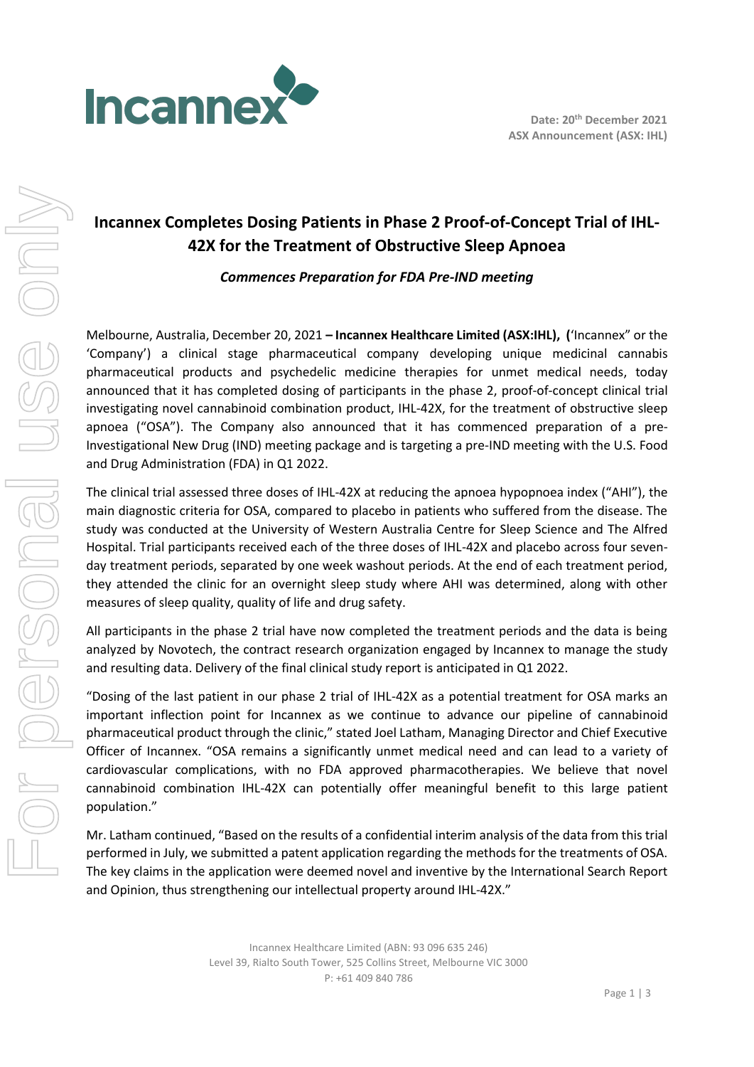Date: 20th December 2021
ASX Announcement (ASX: IHL)

# Incannex Completes Dosing Patients in Phase 2 Proof-of-Concept Trial of IHL-42X for the Treatment of Obstructive Sleep Apnoea

***Commences Preparation for FDA Pre-IND meeting***

Melbourne, Australia, December 20, 2021 **– Incannex Healthcare Limited (ASX:IHL), (**'Incannex" or the 'Company') a clinical stage pharmaceutical company developing unique medicinal cannabis pharmaceutical products and psychedelic medicine therapies for unmet medical needs, today announced that it has completed dosing of participants in the phase 2, proof-of-concept clinical trial investigating novel cannabinoid combination product, IHL-42X, for the treatment of obstructive sleep apnoea ("OSA"). The Company also announced that it has commenced preparation of a pre-Investigational New Drug (IND) meeting package and is targeting a pre-IND meeting with the U.S. Food and Drug Administration (FDA) in Q1 2022.

The clinical trial assessed three doses of IHL-42X at reducing the apnoea hypopnoea index ("AHI"), the main diagnostic criteria for OSA, compared to placebo in patients who suffered from the disease. The study was conducted at the University of Western Australia Centre for Sleep Science and The Alfred Hospital. Trial participants received each of the three doses of IHL-42X and placebo across four seven-day treatment periods, separated by one week washout periods. At the end of each treatment period, they attended the clinic for an overnight sleep study where AHI was determined, along with other measures of sleep quality, quality of life and drug safety.

All participants in the phase 2 trial have now completed the treatment periods and the data is being analyzed by Novotech, the contract research organization engaged by Incannex to manage the study and resulting data. Delivery of the final clinical study report is anticipated in Q1 2022.

"Dosing of the last patient in our phase 2 trial of IHL-42X as a potential treatment for OSA marks an important inflection point for Incannex as we continue to advance our pipeline of cannabinoid pharmaceutical product through the clinic," stated Joel Latham, Managing Director and Chief Executive Officer of Incannex. "OSA remains a significantly unmet medical need and can lead to a variety of cardiovascular complications, with no FDA approved pharmacotherapies. We believe that novel cannabinoid combination IHL-42X can potentially offer meaningful benefit to this large patient population."

Mr. Latham continued, "Based on the results of a confidential interim analysis of the data from this trial performed in July, we submitted a patent application regarding the methods for the treatments of OSA. The key claims in the application were deemed novel and inventive by the International Search Report and Opinion, thus strengthening our intellectual property around IHL-42X."

Incannex Healthcare Limited (ABN: 93 096 635 246)
Level 39, Rialto South Tower, 525 Collins Street, Melbourne VIC 3000
P: +61 409 840 786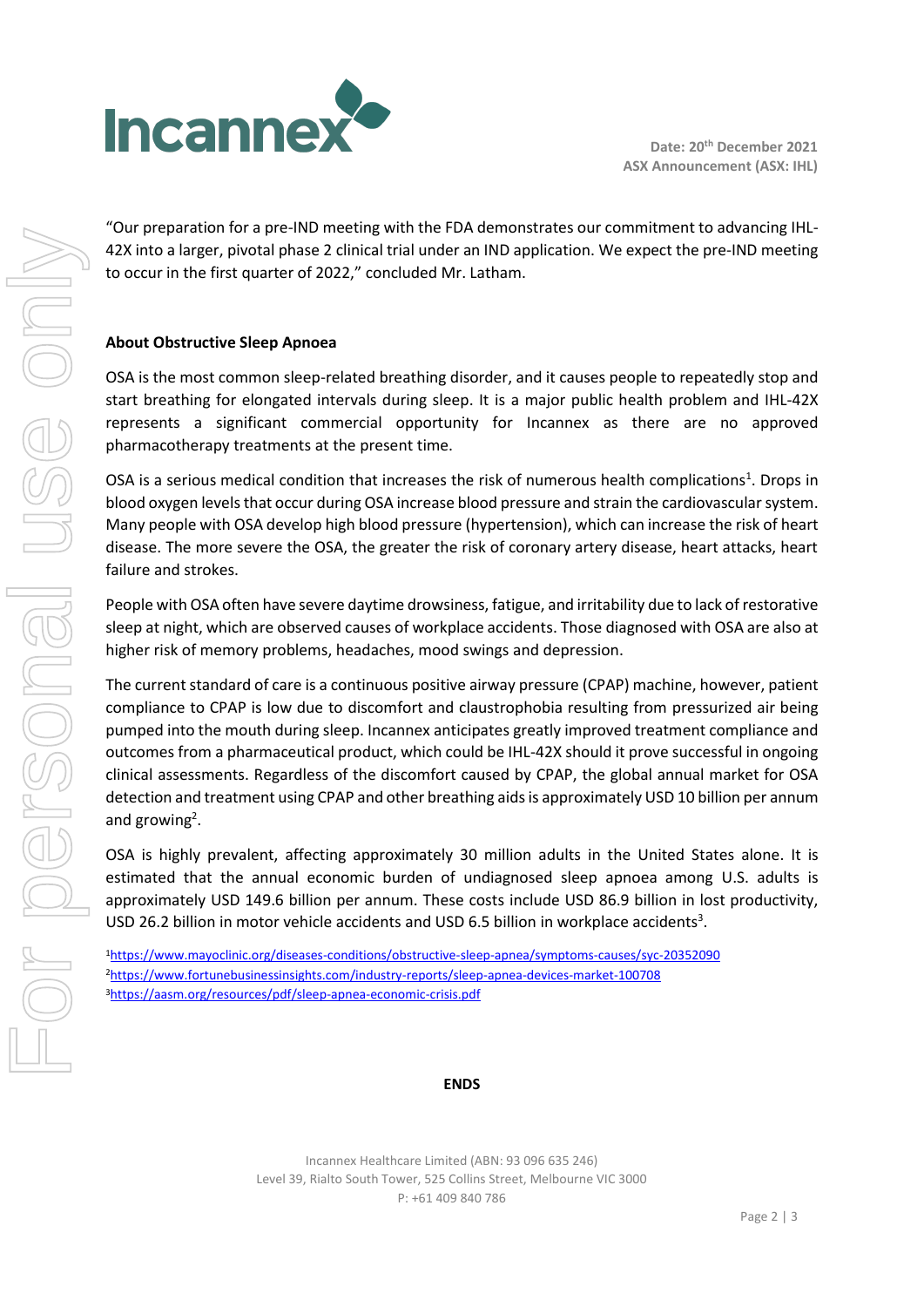"Our preparation for a pre-IND meeting with the FDA demonstrates our commitment to advancing IHL-42X into a larger, pivotal phase 2 clinical trial under an IND application. We expect the pre-IND meeting to occur in the first quarter of 2022," concluded Mr. Latham.

**About Obstructive Sleep Apnoea**

OSA is the most common sleep-related breathing disorder, and it causes people to repeatedly stop and start breathing for elongated intervals during sleep. It is a major public health problem and IHL-42X represents a significant commercial opportunity for Incannex as there are no approved pharmacotherapy treatments at the present time.

OSA is a serious medical condition that increases the risk of numerous health complications[1]. Drops in blood oxygen levels that occur during OSA increase blood pressure and strain the cardiovascular system. Many people with OSA develop high blood pressure (hypertension), which can increase the risk of heart disease. The more severe the OSA, the greater the risk of coronary artery disease, heart attacks, heart failure and strokes.

People with OSA often have severe daytime drowsiness, fatigue, and irritability due to lack of restorative sleep at night, which are observed causes of workplace accidents. Those diagnosed with OSA are also at higher risk of memory problems, headaches, mood swings and depression.

The current standard of care is a continuous positive airway pressure (CPAP) machine, however, patient compliance to CPAP is low due to discomfort and claustrophobia resulting from pressurized air being pumped into the mouth during sleep. Incannex anticipates greatly improved treatment compliance and outcomes from a pharmaceutical product, which could be IHL-42X should it prove successful in ongoing clinical assessments. Regardless of the discomfort caused by CPAP, the global annual market for OSA detection and treatment using CPAP and other breathing aids is approximately USD 10 billion per annum and growing[2].

OSA is highly prevalent, affecting approximately 30 million adults in the United States alone. It is estimated that the annual economic burden of undiagnosed sleep apnoea among U.S. adults is approximately USD 149.6 billion per annum. These costs include USD 86.9 billion in lost productivity, USD 26.2 billion in motor vehicle accidents and USD 6.5 billion in workplace accidents[3].

[1]https://www.mayoclinic.org/diseases-conditions/obstructive-sleep-apnea/symptoms-causes/syc-20352090
[2]https://www.fortunebusinessinsights.com/industry-reports/sleep-apnea-devices-market-100708
[3]https://aasm.org/resources/pdf/sleep-apnea-economic-crisis.pdf

**ENDS**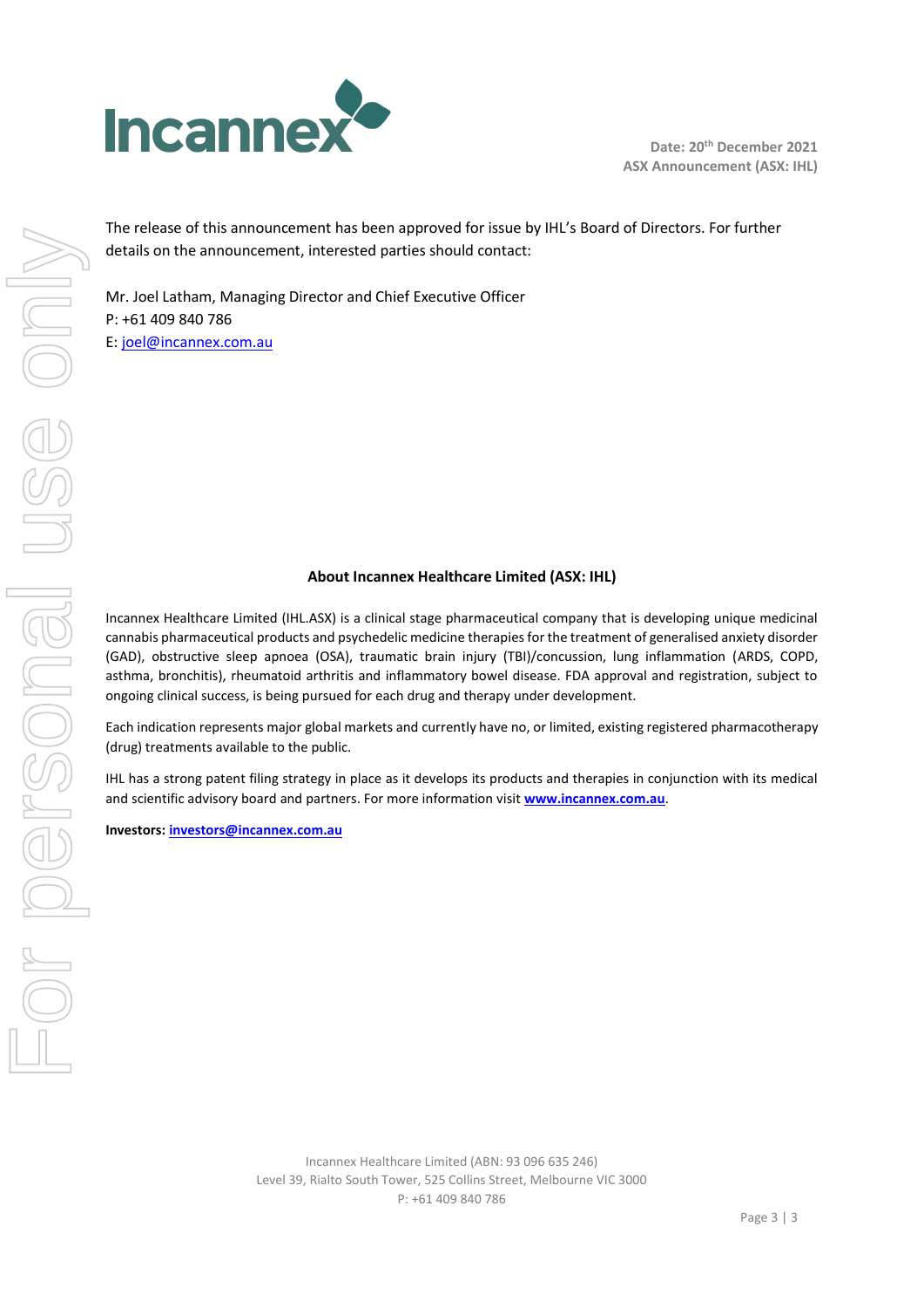Date: 20th December 2021
ASX Announcement (ASX: IHL)

The release of this announcement has been approved for issue by IHL's Board of Directors. For further details on the announcement, interested parties should contact:

Mr. Joel Latham, Managing Director and Chief Executive Officer
P: +61 409 840 786
E: joel@incannex.com.au

## About Incannex Healthcare Limited (ASX: IHL)

Incannex Healthcare Limited (IHL.ASX) is a clinical stage pharmaceutical company that is developing unique medicinal cannabis pharmaceutical products and psychedelic medicine therapies for the treatment of generalised anxiety disorder (GAD), obstructive sleep apnoea (OSA), traumatic brain injury (TBI)/concussion, lung inflammation (ARDS, COPD, asthma, bronchitis), rheumatoid arthritis and inflammatory bowel disease. FDA approval and registration, subject to ongoing clinical success, is being pursued for each drug and therapy under development.

Each indication represents major global markets and currently have no, or limited, existing registered pharmacotherapy (drug) treatments available to the public.

IHL has a strong patent filing strategy in place as it develops its products and therapies in conjunction with its medical and scientific advisory board and partners. For more information visit **www.incannex.com.au**.

**Investors: investors@incannex.com.au**

Incannex Healthcare Limited (ABN: 93 096 635 246)
Level 39, Rialto South Tower, 525 Collins Street, Melbourne VIC 3000
P: +61 409 840 786